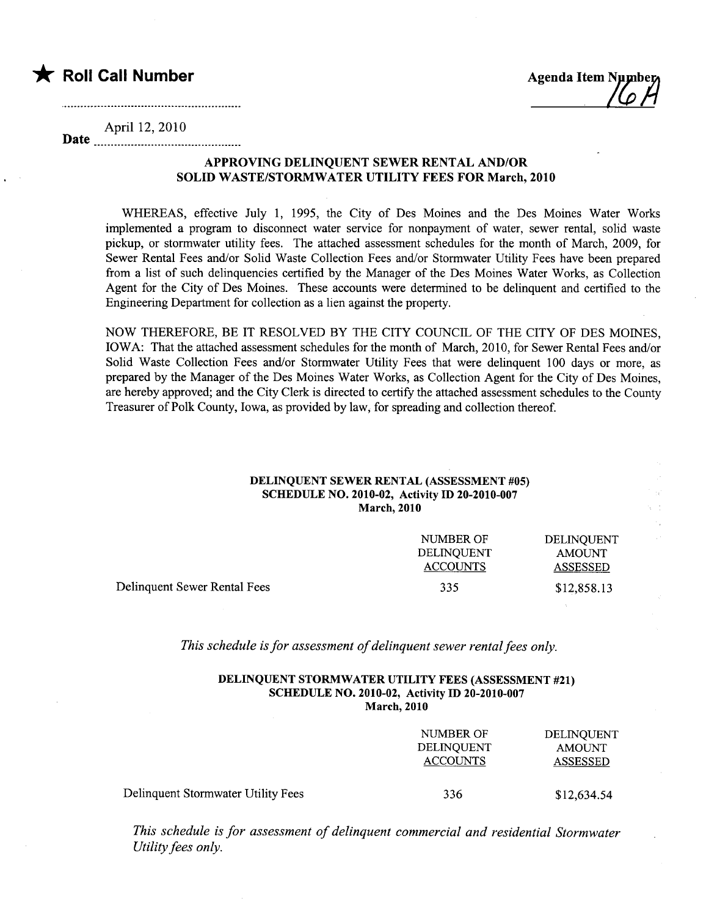★ **Roll Call Number**

Agenda Item Number 16A

Date April 12, 2010

### APPROVING DELINQUENT SEWER RENTAL AND/OR SOLID WASTE/STORMWATER UTILITY FEES FOR March, 2010

WHEREAS, effective July 1, 1995, the City of Des Moines and the Des Moines Water Works implemented a program to disconnect water service for nonpayment of water, sewer rental, solid waste pickup, or stormwater utility fees. The attached assessment schedules for the month of March, 2009, for Sewer Rental Fees and/or Solid Waste Collection Fees and/or Stormwater Utility Fees have been prepared from a list of such delinquencies certified by the Manager of the Des Moines Water Works, as Collection Agent for the City of Des Moines. These accounts were determined to be delinquent and certified to the Engineering Department for collection as a lien against the property.

NOW THEREFORE, BE IT RESOLVED BY THE CITY COUNCIL OF THE CITY OF DES MOINES, IOWA: That the attached assessment schedules for the month of March, 2010, for Sewer Rental Fees and/or Solid Waste Collection Fees and/or Stormwater Utility Fees that were delinquent 100 days or more, as prepared by the Manager of the Des Moines Water Works, as Collection Agent for the City of Des Moines, are hereby approved; and the City Clerk is directed to certify the attached assessment schedules to the County Treasurer of Polk County, Iowa, as provided by law, for spreading and collection thereof.

**DELINQUENT SEWER RENTAL (ASSESSMENT #05)**
**SCHEDULE NO. 2010-02, Activity ID 20-2010-007**
**March, 2010**

| | NUMBER OF DELINQUENT ACCOUNTS | DELINQUENT AMOUNT ASSESSED |
|---|---|---|
| Delinquent Sewer Rental Fees | 335 | $12,858.13 |

*This schedule is for assessment of delinquent sewer rental fees only.*

**DELINQUENT STORMWATER UTILITY FEES (ASSESSMENT #21)**
**SCHEDULE NO. 2010-02, Activity ID 20-2010-007**
**March, 2010**

| | NUMBER OF DELINQUENT ACCOUNTS | DELINQUENT AMOUNT ASSESSED |
|---|---|---|
| Delinquent Stormwater Utility Fees | 336 | $12,634.54 |

*This schedule is for assessment of delinquent commercial and residential Stormwater Utility fees only.*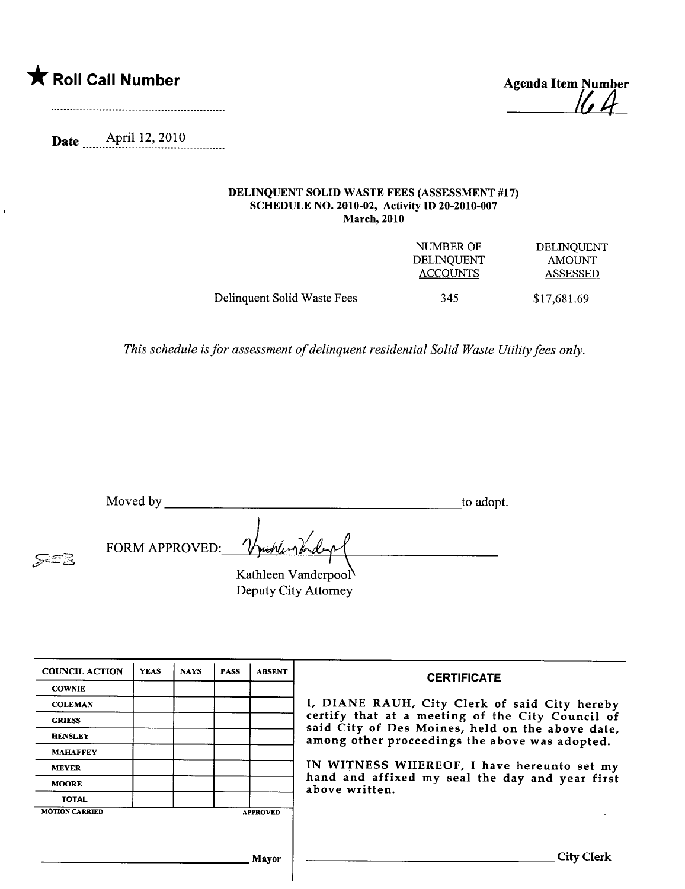★ **Roll Call Number**

..........................................................

**Agenda Item Number**

16A

**Date** April 12, 2010

**DELINQUENT SOLID WASTE FEES (ASSESSMENT #17)**
**SCHEDULE NO. 2010-02, Activity ID 20-2010-007**
**March, 2010**

| | NUMBER OF DELINQUENT ACCOUNTS | DELINQUENT AMOUNT ASSESSED |
|---|---|---|
| Delinquent Solid Waste Fees | 345 | $17,681.69 |

*This schedule is for assessment of delinquent residential Solid Waste Utility fees only.*

Moved by ____________________________________________ to adopt.

FORM APPROVED: ______________________________

Kathleen Vanderpool
Deputy City Attorney

| COUNCIL ACTION | YEAS | NAYS | PASS | ABSENT |
|---|---|---|---|---|
| COWNIE | | | | |
| COLEMAN | | | | |
| GRIESS | | | | |
| HENSLEY | | | | |
| MAHAFFEY | | | | |
| MEYER | | | | |
| MOORE | | | | |
| TOTAL | | | | |

MOTION CARRIED APPROVED

______________________________ Mayor

**CERTIFICATE**

I, DIANE RAUH, City Clerk of said City hereby certify that at a meeting of the City Council of said City of Des Moines, held on the above date, among other proceedings the above was adopted.

IN WITNESS WHEREOF, I have hereunto set my hand and affixed my seal the day and year first above written.

______________________________ City Clerk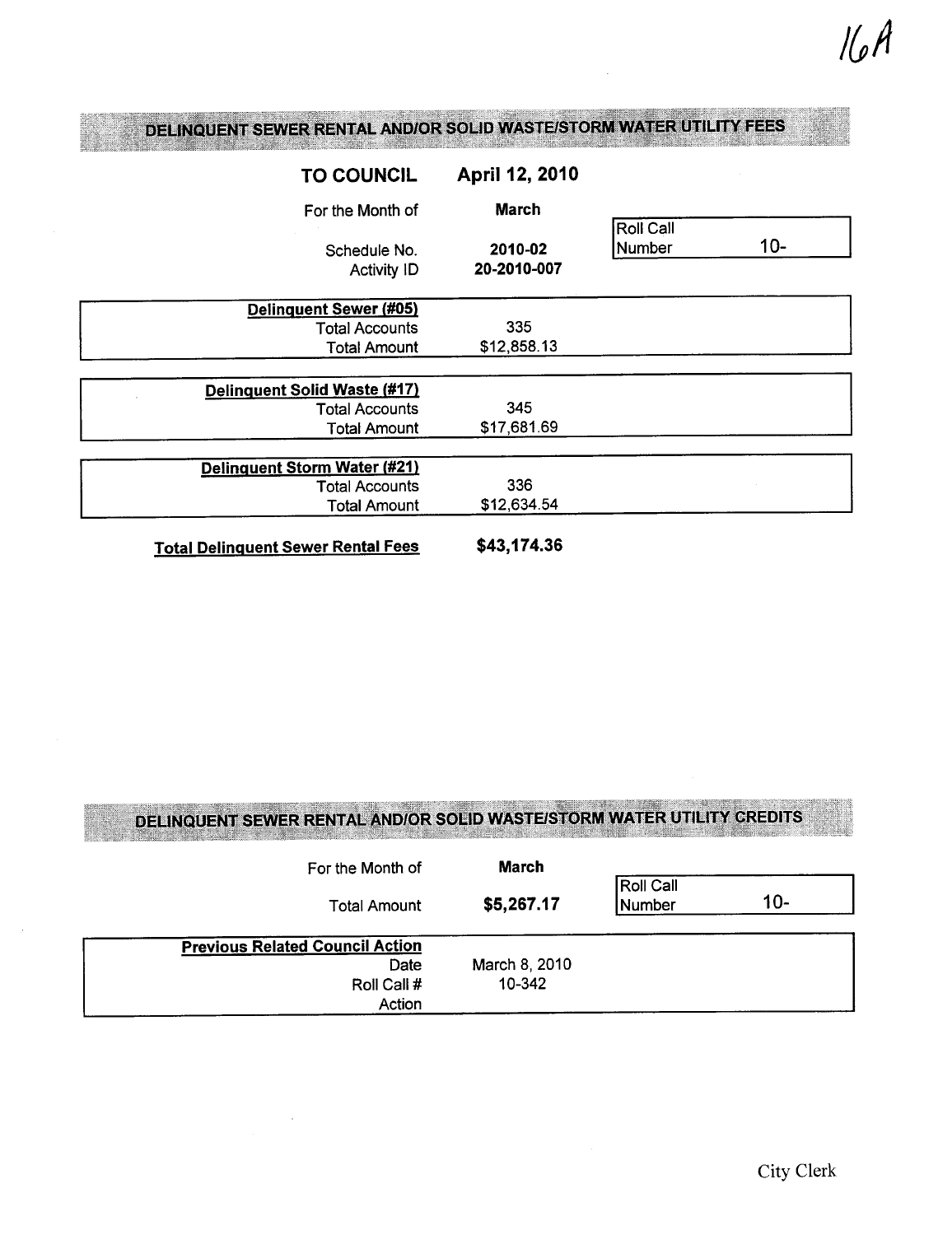16A

## DELINQUENT SEWER RENTAL AND/OR SOLID WASTE/STORM WATER UTILITY FEES

| | | |
|---|---|---|
| **TO COUNCIL** | **April 12, 2010** | |
| For the Month of | **March** | Roll Call Number 10- |
| Schedule No. | **2010-02** | |
| Activity ID | **20-2010-007** | |

| | |
|---|---|
| **Delinquent Sewer (#05)** | |
| Total Accounts | 335 |
| Total Amount | $12,858.13 |

| | |
|---|---|
| **Delinquent Solid Waste (#17)** | |
| Total Accounts | 345 |
| Total Amount | $17,681.69 |

| | |
|---|---|
| **Delinquent Storm Water (#21)** | |
| Total Accounts | 336 |
| Total Amount | $12,634.54 |

**Total Delinquent Sewer Rental Fees** **$43,174.36**

## DELINQUENT SEWER RENTAL AND/OR SOLID WASTE/STORM WATER UTILITY CREDITS

| | | |
|---|---|---|
| For the Month of | **March** | Roll Call Number 10- |
| Total Amount | **$5,267.17** | |

| | |
|---|---|
| **Previous Related Council Action** | |
| Date | March 8, 2010 |
| Roll Call # | 10-342 |
| Action | |

City Clerk